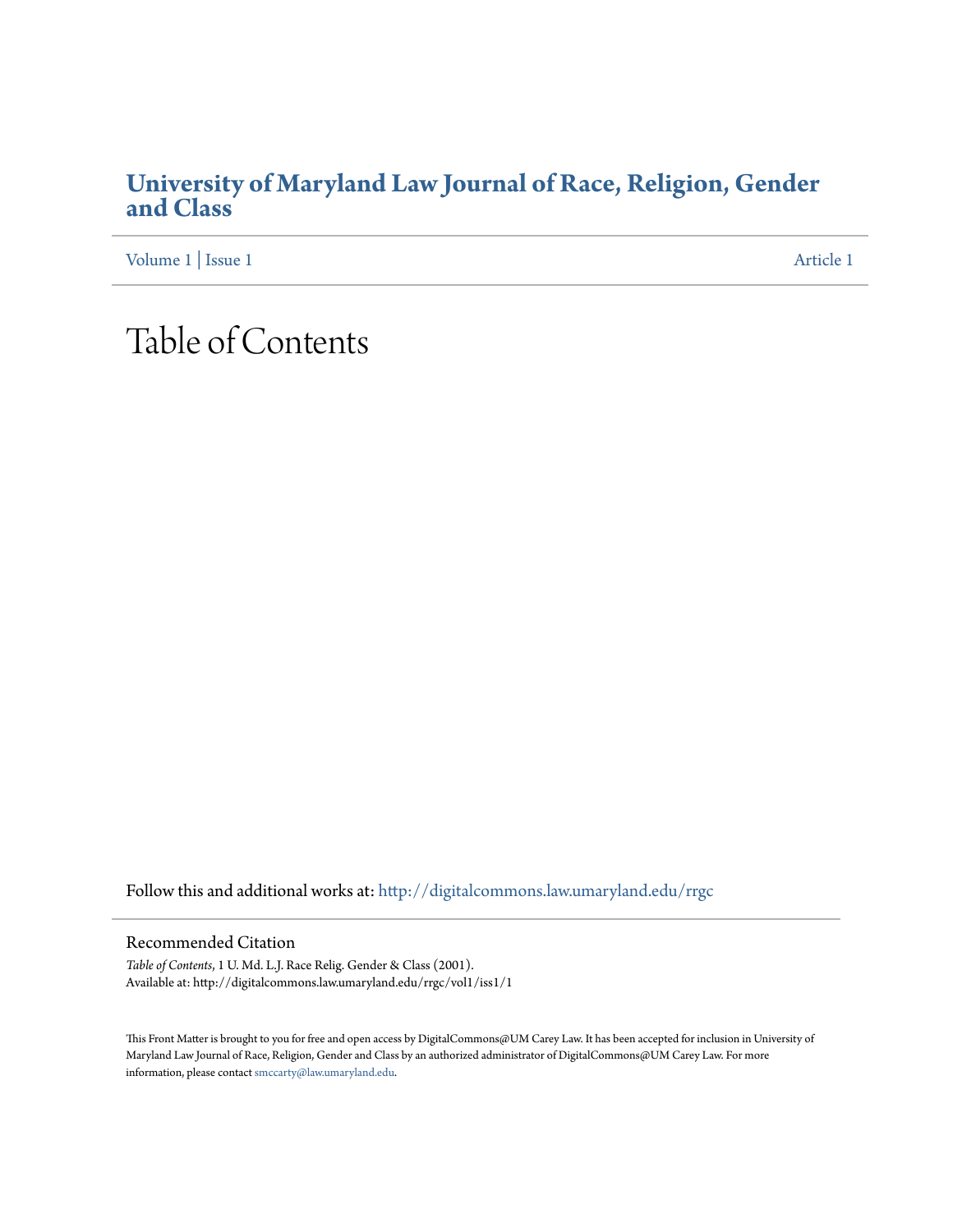# University of Maryland Law Journal of Race, Religion, Gender and Class

Volume 1 | Issue 1 Article 1

# Table of Contents

Follow this and additional works at: http://digitalcommons.law.umaryland.edu/rrgc

## Recommended Citation

*Table of Contents*, 1 U. Md. L.J. Race Relig. Gender & Class (2001).
Available at: http://digitalcommons.law.umaryland.edu/rrgc/vol1/iss1/1

This Front Matter is brought to you for free and open access by DigitalCommons@UM Carey Law. It has been accepted for inclusion in University of Maryland Law Journal of Race, Religion, Gender and Class by an authorized administrator of DigitalCommons@UM Carey Law. For more information, please contact smccarty@law.umaryland.edu.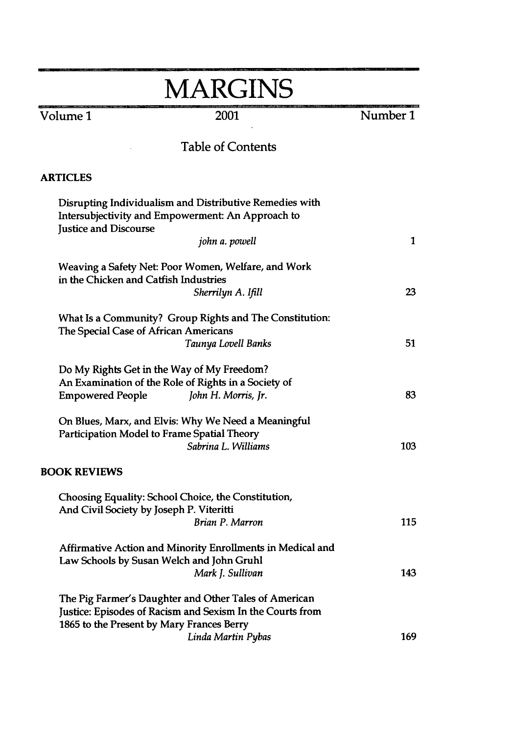# MARGINS

Volume 1 | 2001 | Number 1

## Table of Contents

### ARTICLES

Disrupting Individualism and Distributive Remedies with Intersubjectivity and Empowerment: An Approach to Justice and Discourse
*john a. powell* — 1

Weaving a Safety Net: Poor Women, Welfare, and Work in the Chicken and Catfish Industries
*Sherrilyn A. Ifill* — 23

What Is a Community? Group Rights and The Constitution: The Special Case of African Americans
*Taunya Lovell Banks* — 51

Do My Rights Get in the Way of My Freedom? An Examination of the Role of Rights in a Society of Empowered People
*John H. Morris, Jr.* — 83

On Blues, Marx, and Elvis: Why We Need a Meaningful Participation Model to Frame Spatial Theory
*Sabrina L. Williams* — 103

### BOOK REVIEWS

Choosing Equality: School Choice, the Constitution, And Civil Society by Joseph P. Viteritti
*Brian P. Marron* — 115

Affirmative Action and Minority Enrollments in Medical and Law Schools by Susan Welch and John Gruhl
*Mark J. Sullivan* — 143

The Pig Farmer's Daughter and Other Tales of American Justice: Episodes of Racism and Sexism In the Courts from 1865 to the Present by Mary Frances Berry
*Linda Martin Pybas* — 169